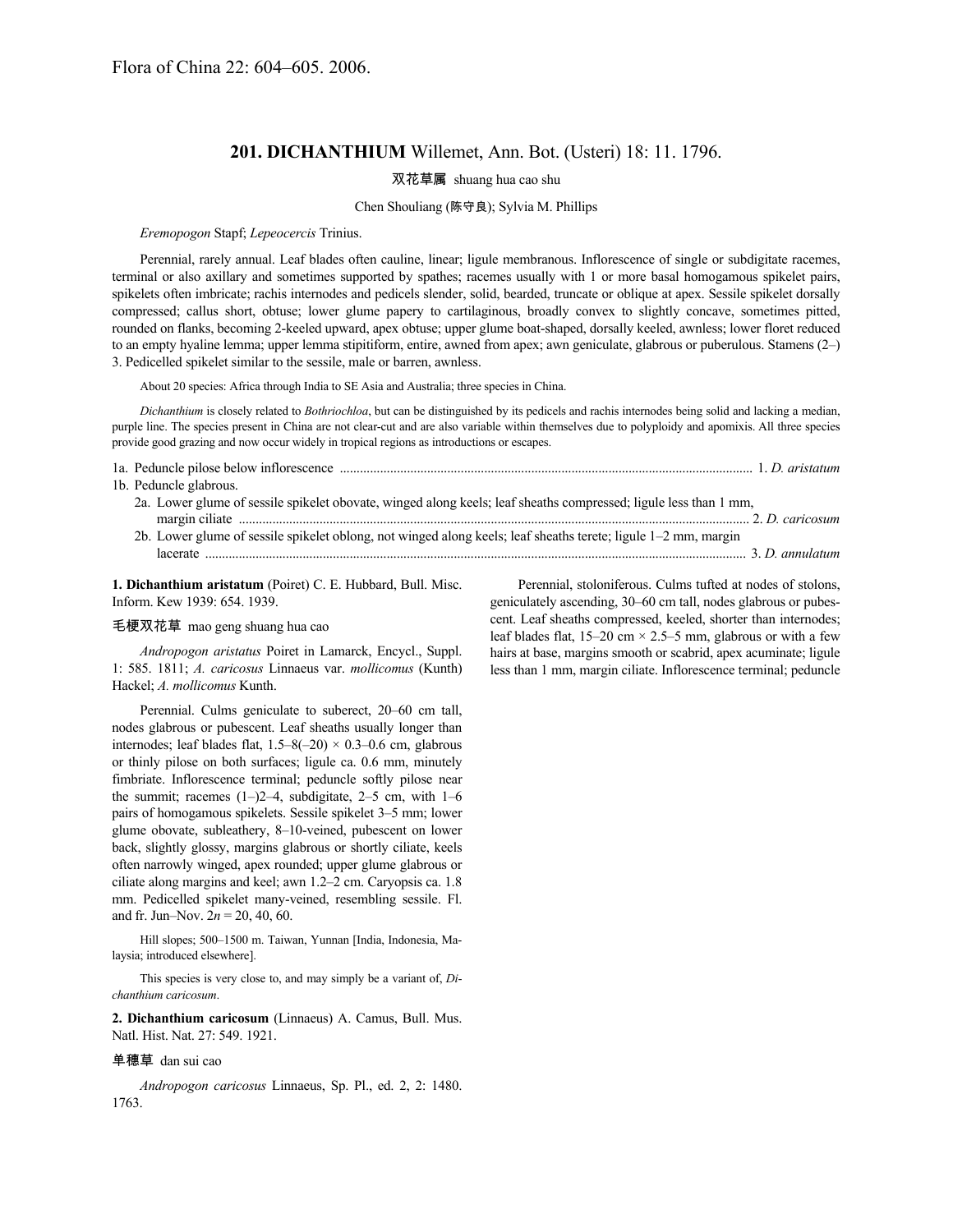Flora of China 22: 604–605. 2006.

# 201. DICHANTHIUM Willemet, Ann. Bot. (Usteri) 18: 11. 1796.

双花草属 shuang hua cao shu

Chen Shouliang (陈守良); Sylvia M. Phillips

*Eremopogon* Stapf; *Lepeocercis* Trinius.

Perennial, rarely annual. Leaf blades often cauline, linear; ligule membranous. Inflorescence of single or subdigitate racemes, terminal or also axillary and sometimes supported by spathes; racemes usually with 1 or more basal homogamous spikelet pairs, spikelets often imbricate; rachis internodes and pedicels slender, solid, bearded, truncate or oblique at apex. Sessile spikelet dorsally compressed; callus short, obtuse; lower glume papery to cartilaginous, broadly convex to slightly concave, sometimes pitted, rounded on flanks, becoming 2-keeled upward, apex obtuse; upper glume boat-shaped, dorsally keeled, awnless; lower floret reduced to an empty hyaline lemma; upper lemma stipitiform, entire, awned from apex; awn geniculate, glabrous or puberulous. Stamens (2–)3. Pedicelled spikelet similar to the sessile, male or barren, awnless.

About 20 species: Africa through India to SE Asia and Australia; three species in China.

*Dichanthium* is closely related to *Bothriochloa*, but can be distinguished by its pedicels and rachis internodes being solid and lacking a median, purple line. The species present in China are not clear-cut and are also variable within themselves due to polyploidy and apomixis. All three species provide good grazing and now occur widely in tropical regions as introductions or escapes.

1a. Peduncle pilose below inflorescence ........................................ 1. *D. aristatum*
1b. Peduncle glabrous.
  2a. Lower glume of sessile spikelet obovate, winged along keels; leaf sheaths compressed; ligule less than 1 mm, margin ciliate ........................................ 2. *D. caricosum*
  2b. Lower glume of sessile spikelet oblong, not winged along keels; leaf sheaths terete; ligule 1–2 mm, margin lacerate ........................................ 3. *D. annulatum*

**1. Dichanthium aristatum** (Poiret) C. E. Hubbard, Bull. Misc. Inform. Kew 1939: 654. 1939.

毛梗双花草 mao geng shuang hua cao

*Andropogon aristatus* Poiret in Lamarck, Encycl., Suppl. 1: 585. 1811; *A. caricosus* Linnaeus var. *mollicomus* (Kunth) Hackel; *A. mollicomus* Kunth.

Perennial. Culms geniculate to suberect, 20–60 cm tall, nodes glabrous or pubescent. Leaf sheaths usually longer than internodes; leaf blades flat, 1.5–8(–20) × 0.3–0.6 cm, glabrous or thinly pilose on both surfaces; ligule ca. 0.6 mm, minutely fimbriate. Inflorescence terminal; peduncle softly pilose near the summit; racemes (1–)2–4, subdigitate, 2–5 cm, with 1–6 pairs of homogamous spikelets. Sessile spikelet 3–5 mm; lower glume obovate, subleathery, 8–10-veined, pubescent on lower back, slightly glossy, margins glabrous or shortly ciliate, keels often narrowly winged, apex rounded; upper glume glabrous or ciliate along margins and keel; awn 1.2–2 cm. Caryopsis ca. 1.8 mm. Pedicelled spikelet many-veined, resembling sessile. Fl. and fr. Jun–Nov. $2n$ = 20, 40, 60.

Hill slopes; 500–1500 m. Taiwan, Yunnan [India, Indonesia, Malaysia; introduced elsewhere].

This species is very close to, and may simply be a variant of, *Dichanthium caricosum*.

**2. Dichanthium caricosum** (Linnaeus) A. Camus, Bull. Mus. Natl. Hist. Nat. 27: 549. 1921.

单穗草 dan sui cao

*Andropogon caricosus* Linnaeus, Sp. Pl., ed. 2, 2: 1480. 1763.

Perennial, stoloniferous. Culms tufted at nodes of stolons, geniculately ascending, 30–60 cm tall, nodes glabrous or pubescent. Leaf sheaths compressed, keeled, shorter than internodes; leaf blades flat, 15–20 cm × 2.5–5 mm, glabrous or with a few hairs at base, margins smooth or scabrid, apex acuminate; ligule less than 1 mm, margin ciliate. Inflorescence terminal; peduncle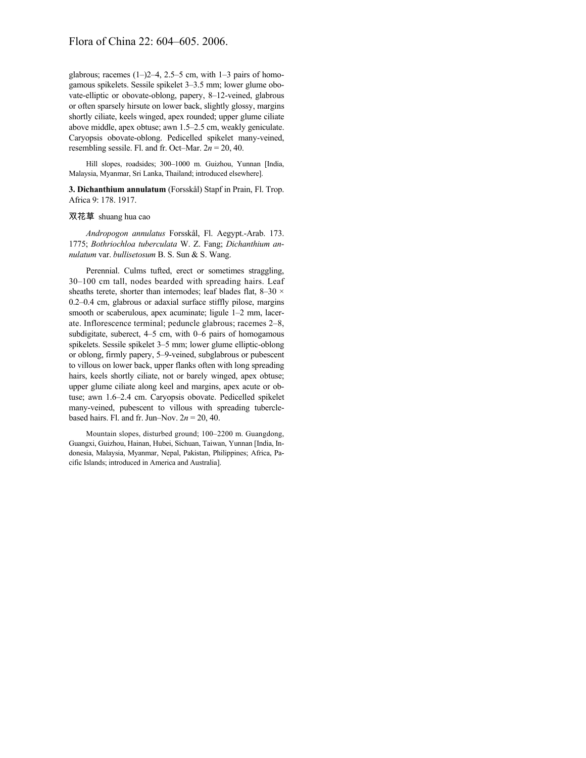glabrous; racemes (1–)2–4, 2.5–5 cm, with 1–3 pairs of homogamous spikelets. Sessile spikelet 3–3.5 mm; lower glume obovate-elliptic or obovate-oblong, papery, 8–12-veined, glabrous or often sparsely hirsute on lower back, slightly glossy, margins shortly ciliate, keels winged, apex rounded; upper glume ciliate above middle, apex obtuse; awn 1.5–2.5 cm, weakly geniculate. Caryopsis obovate-oblong. Pedicelled spikelet many-veined, resembling sessile. Fl. and fr. Oct–Mar. 2*n* = 20, 40.

Hill slopes, roadsides; 300–1000 m. Guizhou, Yunnan [India, Malaysia, Myanmar, Sri Lanka, Thailand; introduced elsewhere].

**3. Dichanthium annulatum** (Forsskål) Stapf in Prain, Fl. Trop. Africa 9: 178. 1917.

双花草 shuang hua cao

*Andropogon annulatus* Forsskål, Fl. Aegypt.-Arab. 173. 1775; *Bothriochloa tuberculata* W. Z. Fang; *Dichanthium annulatum* var. *bullisetosum* B. S. Sun & S. Wang.

Perennial. Culms tufted, erect or sometimes straggling, 30–100 cm tall, nodes bearded with spreading hairs. Leaf sheaths terete, shorter than internodes; leaf blades flat, 8–30 × 0.2–0.4 cm, glabrous or adaxial surface stiffly pilose, margins smooth or scaberulous, apex acuminate; ligule 1–2 mm, lacerate. Inflorescence terminal; peduncle glabrous; racemes 2–8, subdigitate, suberect, 4–5 cm, with 0–6 pairs of homogamous spikelets. Sessile spikelet 3–5 mm; lower glume elliptic-oblong or oblong, firmly papery, 5–9-veined, subglabrous or pubescent to villous on lower back, upper flanks often with long spreading hairs, keels shortly ciliate, not or barely winged, apex obtuse; upper glume ciliate along keel and margins, apex acute or obtuse; awn 1.6–2.4 cm. Caryopsis obovate. Pedicelled spikelet many-veined, pubescent to villous with spreading tubercle-based hairs. Fl. and fr. Jun–Nov. 2*n* = 20, 40.

Mountain slopes, disturbed ground; 100–2200 m. Guangdong, Guangxi, Guizhou, Hainan, Hubei, Sichuan, Taiwan, Yunnan [India, Indonesia, Malaysia, Myanmar, Nepal, Pakistan, Philippines; Africa, Pacific Islands; introduced in America and Australia].